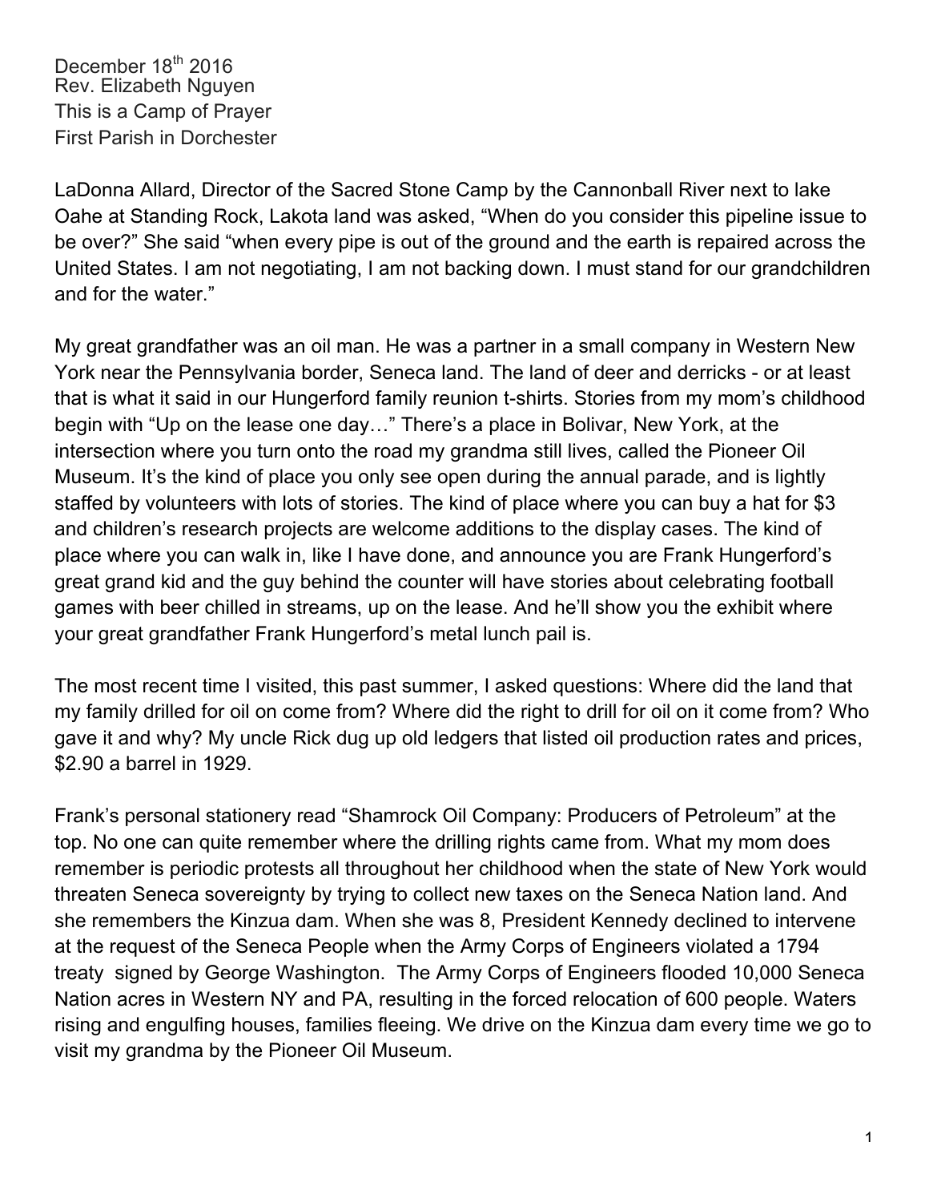December 18th 2016
Rev. Elizabeth Nguyen
This is a Camp of Prayer
First Parish in Dorchester

LaDonna Allard, Director of the Sacred Stone Camp by the Cannonball River next to lake Oahe at Standing Rock, Lakota land was asked, "When do you consider this pipeline issue to be over?" She said "when every pipe is out of the ground and the earth is repaired across the United States. I am not negotiating, I am not backing down. I must stand for our grandchildren and for the water."

My great grandfather was an oil man. He was a partner in a small company in Western New York near the Pennsylvania border, Seneca land. The land of deer and derricks - or at least that is what it said in our Hungerford family reunion t-shirts. Stories from my mom's childhood begin with "Up on the lease one day…" There's a place in Bolivar, New York, at the intersection where you turn onto the road my grandma still lives, called the Pioneer Oil Museum. It's the kind of place you only see open during the annual parade, and is lightly staffed by volunteers with lots of stories. The kind of place where you can buy a hat for $3 and children's research projects are welcome additions to the display cases. The kind of place where you can walk in, like I have done, and announce you are Frank Hungerford's great grand kid and the guy behind the counter will have stories about celebrating football games with beer chilled in streams, up on the lease. And he'll show you the exhibit where your great grandfather Frank Hungerford's metal lunch pail is.

The most recent time I visited, this past summer, I asked questions: Where did the land that my family drilled for oil on come from? Where did the right to drill for oil on it come from? Who gave it and why? My uncle Rick dug up old ledgers that listed oil production rates and prices, $2.90 a barrel in 1929.

Frank's personal stationery read "Shamrock Oil Company: Producers of Petroleum" at the top. No one can quite remember where the drilling rights came from. What my mom does remember is periodic protests all throughout her childhood when the state of New York would threaten Seneca sovereignty by trying to collect new taxes on the Seneca Nation land. And she remembers the Kinzua dam. When she was 8, President Kennedy declined to intervene at the request of the Seneca People when the Army Corps of Engineers violated a 1794 treaty signed by George Washington. The Army Corps of Engineers flooded 10,000 Seneca Nation acres in Western NY and PA, resulting in the forced relocation of 600 people. Waters rising and engulfing houses, families fleeing. We drive on the Kinzua dam every time we go to visit my grandma by the Pioneer Oil Museum.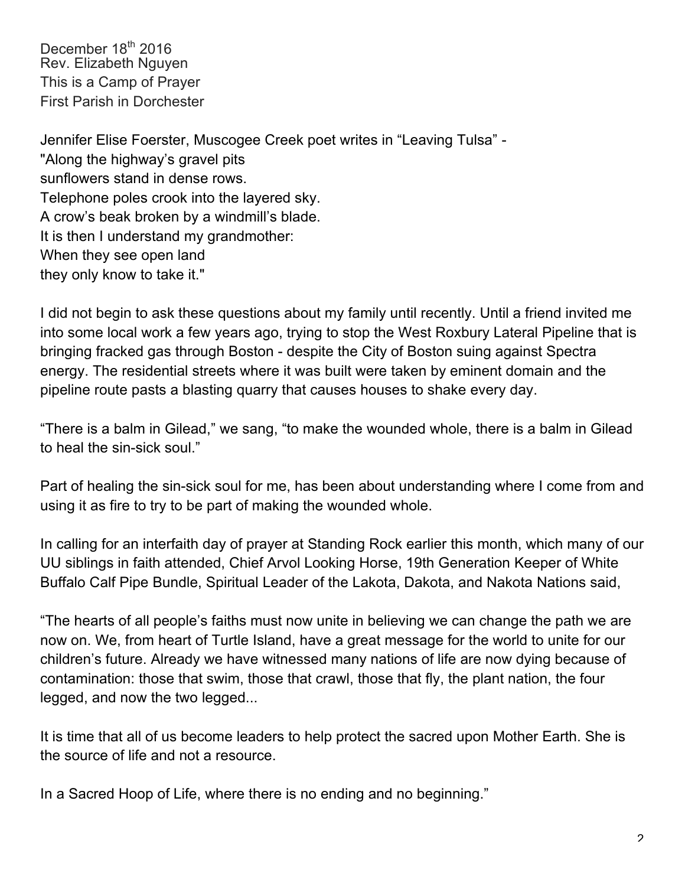December 18th 2016
Rev. Elizabeth Nguyen
This is a Camp of Prayer
First Parish in Dorchester

Jennifer Elise Foerster, Muscogee Creek poet writes in "Leaving Tulsa" -
"Along the highway's gravel pits
sunflowers stand in dense rows.
Telephone poles crook into the layered sky.
A crow's beak broken by a windmill's blade.
It is then I understand my grandmother:
When they see open land
they only know to take it."

I did not begin to ask these questions about my family until recently. Until a friend invited me into some local work a few years ago, trying to stop the West Roxbury Lateral Pipeline that is bringing fracked gas through Boston - despite the City of Boston suing against Spectra energy. The residential streets where it was built were taken by eminent domain and the pipeline route pasts a blasting quarry that causes houses to shake every day.

"There is a balm in Gilead," we sang, "to make the wounded whole, there is a balm in Gilead to heal the sin-sick soul."

Part of healing the sin-sick soul for me, has been about understanding where I come from and using it as fire to try to be part of making the wounded whole.

In calling for an interfaith day of prayer at Standing Rock earlier this month, which many of our UU siblings in faith attended, Chief Arvol Looking Horse, 19th Generation Keeper of White Buffalo Calf Pipe Bundle, Spiritual Leader of the Lakota, Dakota, and Nakota Nations said,

"The hearts of all people's faiths must now unite in believing we can change the path we are now on. We, from heart of Turtle Island, have a great message for the world to unite for our children's future. Already we have witnessed many nations of life are now dying because of contamination: those that swim, those that crawl, those that fly, the plant nation, the four legged, and now the two legged...

It is time that all of us become leaders to help protect the sacred upon Mother Earth. She is the source of life and not a resource.

In a Sacred Hoop of Life, where there is no ending and no beginning."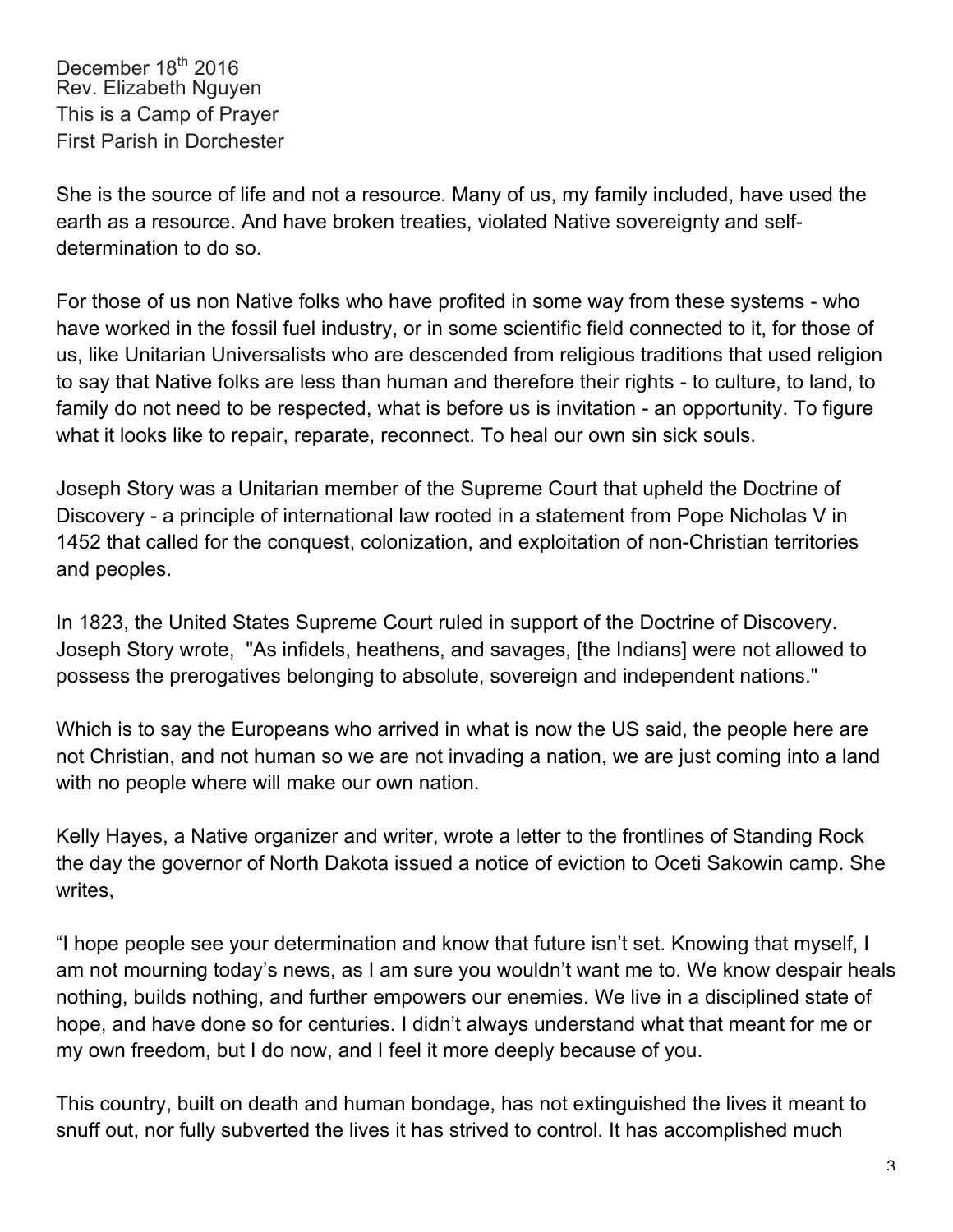December 18th 2016
Rev. Elizabeth Nguyen
This is a Camp of Prayer
First Parish in Dorchester

She is the source of life and not a resource. Many of us, my family included, have used the earth as a resource. And have broken treaties, violated Native sovereignty and self-determination to do so.

For those of us non Native folks who have profited in some way from these systems - who have worked in the fossil fuel industry, or in some scientific field connected to it, for those of us, like Unitarian Universalists who are descended from religious traditions that used religion to say that Native folks are less than human and therefore their rights - to culture, to land, to family do not need to be respected, what is before us is invitation - an opportunity. To figure what it looks like to repair, reparate, reconnect. To heal our own sin sick souls.

Joseph Story was a Unitarian member of the Supreme Court that upheld the Doctrine of Discovery - a principle of international law rooted in a statement from Pope Nicholas V in 1452 that called for the conquest, colonization, and exploitation of non-Christian territories and peoples.

In 1823, the United States Supreme Court ruled in support of the Doctrine of Discovery. Joseph Story wrote, "As infidels, heathens, and savages, [the Indians] were not allowed to possess the prerogatives belonging to absolute, sovereign and independent nations."

Which is to say the Europeans who arrived in what is now the US said, the people here are not Christian, and not human so we are not invading a nation, we are just coming into a land with no people where will make our own nation.

Kelly Hayes, a Native organizer and writer, wrote a letter to the frontlines of Standing Rock the day the governor of North Dakota issued a notice of eviction to Oceti Sakowin camp. She writes,

"I hope people see your determination and know that future isn't set. Knowing that myself, I am not mourning today's news, as I am sure you wouldn't want me to. We know despair heals nothing, builds nothing, and further empowers our enemies. We live in a disciplined state of hope, and have done so for centuries. I didn't always understand what that meant for me or my own freedom, but I do now, and I feel it more deeply because of you.

This country, built on death and human bondage, has not extinguished the lives it meant to snuff out, nor fully subverted the lives it has strived to control. It has accomplished much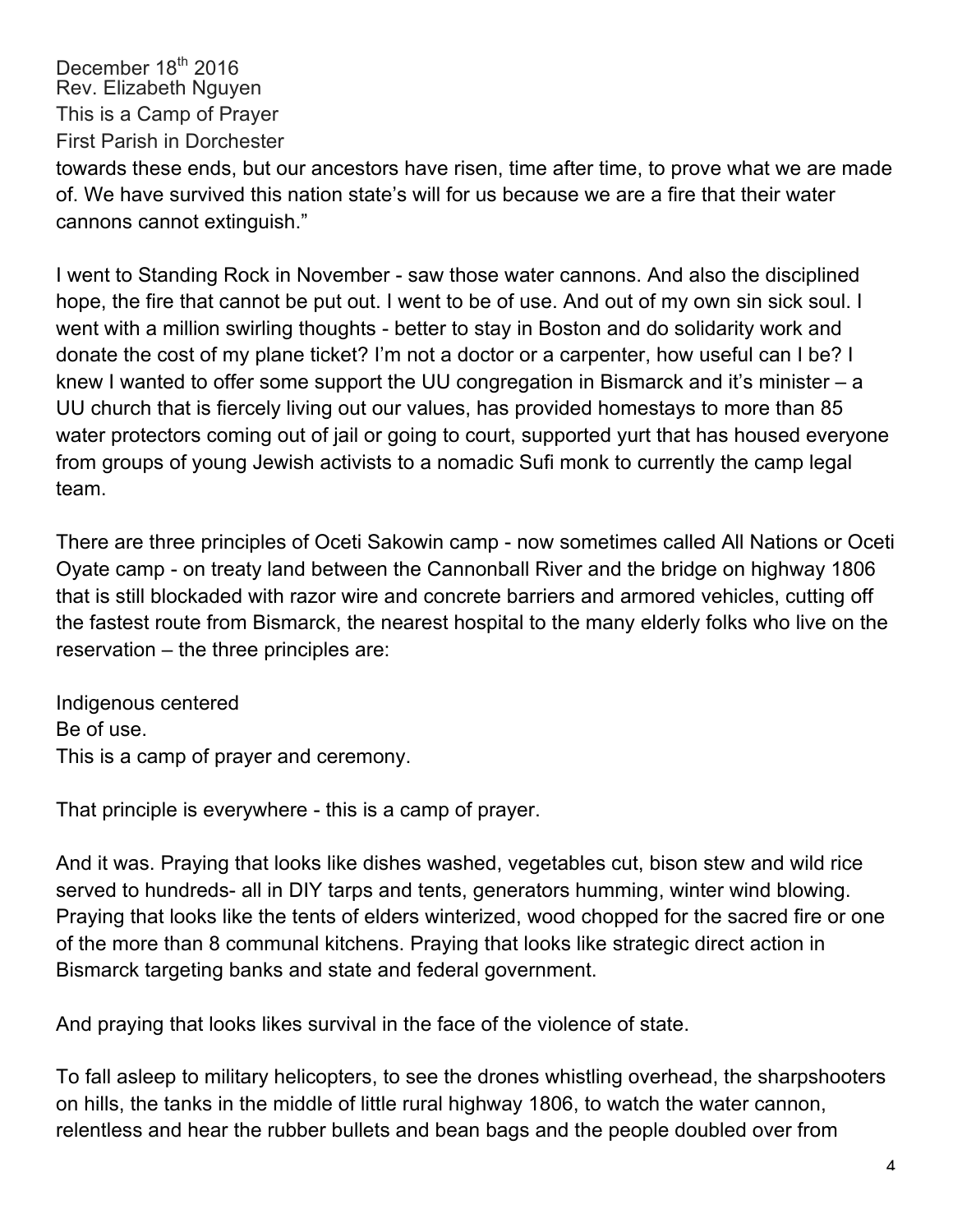towards these ends, but our ancestors have risen, time after time, to prove what we are made of. We have survived this nation state's will for us because we are a fire that their water cannons cannot extinguish."

I went to Standing Rock in November - saw those water cannons. And also the disciplined hope, the fire that cannot be put out. I went to be of use. And out of my own sin sick soul. I went with a million swirling thoughts - better to stay in Boston and do solidarity work and donate the cost of my plane ticket? I'm not a doctor or a carpenter, how useful can I be? I knew I wanted to offer some support the UU congregation in Bismarck and it's minister – a UU church that is fiercely living out our values, has provided homestays to more than 85 water protectors coming out of jail or going to court, supported yurt that has housed everyone from groups of young Jewish activists to a nomadic Sufi monk to currently the camp legal team.

There are three principles of Oceti Sakowin camp - now sometimes called All Nations or Oceti Oyate camp - on treaty land between the Cannonball River and the bridge on highway 1806 that is still blockaded with razor wire and concrete barriers and armored vehicles, cutting off the fastest route from Bismarck, the nearest hospital to the many elderly folks who live on the reservation – the three principles are:

Indigenous centered
Be of use.
This is a camp of prayer and ceremony.

That principle is everywhere - this is a camp of prayer.

And it was. Praying that looks like dishes washed, vegetables cut, bison stew and wild rice served to hundreds- all in DIY tarps and tents, generators humming, winter wind blowing. Praying that looks like the tents of elders winterized, wood chopped for the sacred fire or one of the more than 8 communal kitchens. Praying that looks like strategic direct action in Bismarck targeting banks and state and federal government.

And praying that looks likes survival in the face of the violence of state.

To fall asleep to military helicopters, to see the drones whistling overhead, the sharpshooters on hills, the tanks in the middle of little rural highway 1806, to watch the water cannon, relentless and hear the rubber bullets and bean bags and the people doubled over from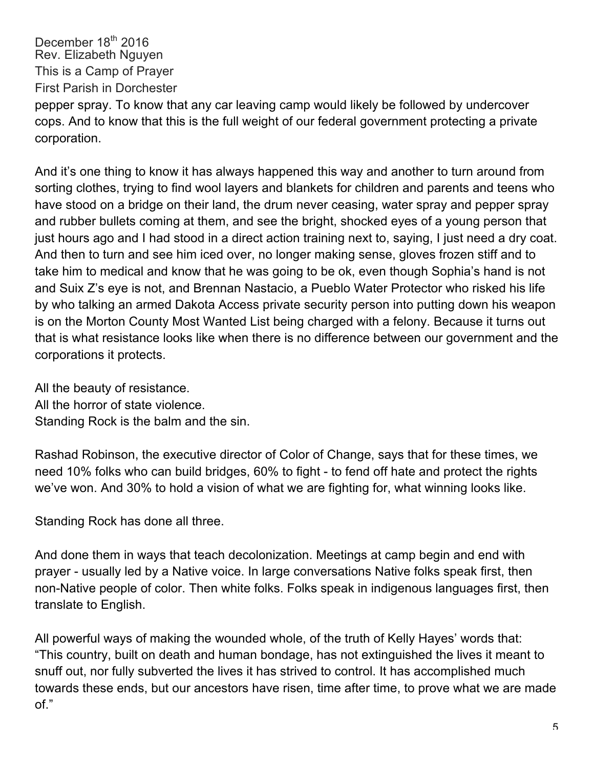pepper spray. To know that any car leaving camp would likely be followed by undercover cops. And to know that this is the full weight of our federal government protecting a private corporation.

And it's one thing to know it has always happened this way and another to turn around from sorting clothes, trying to find wool layers and blankets for children and parents and teens who have stood on a bridge on their land, the drum never ceasing, water spray and pepper spray and rubber bullets coming at them, and see the bright, shocked eyes of a young person that just hours ago and I had stood in a direct action training next to, saying, I just need a dry coat. And then to turn and see him iced over, no longer making sense, gloves frozen stiff and to take him to medical and know that he was going to be ok, even though Sophia's hand is not and Suix Z's eye is not, and Brennan Nastacio, a Pueblo Water Protector who risked his life by who talking an armed Dakota Access private security person into putting down his weapon is on the Morton County Most Wanted List being charged with a felony. Because it turns out that is what resistance looks like when there is no difference between our government and the corporations it protects.

All the beauty of resistance.
All the horror of state violence.
Standing Rock is the balm and the sin.

Rashad Robinson, the executive director of Color of Change, says that for these times, we need 10% folks who can build bridges, 60% to fight - to fend off hate and protect the rights we've won. And 30% to hold a vision of what we are fighting for, what winning looks like.

Standing Rock has done all three.

And done them in ways that teach decolonization. Meetings at camp begin and end with prayer - usually led by a Native voice. In large conversations Native folks speak first, then non-Native people of color. Then white folks. Folks speak in indigenous languages first, then translate to English.

All powerful ways of making the wounded whole, of the truth of Kelly Hayes' words that: "This country, built on death and human bondage, has not extinguished the lives it meant to snuff out, nor fully subverted the lives it has strived to control. It has accomplished much towards these ends, but our ancestors have risen, time after time, to prove what we are made of."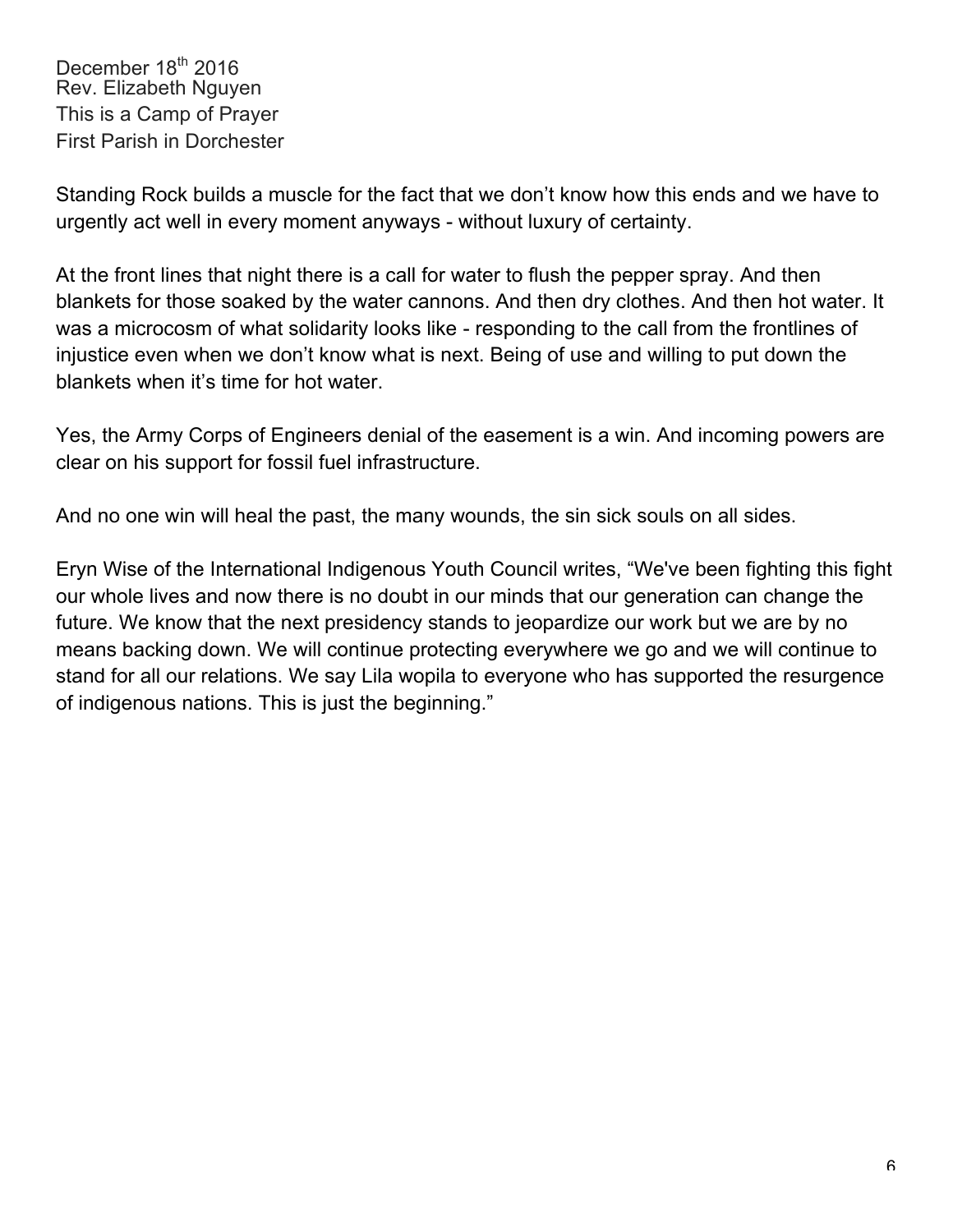December 18th 2016
Rev. Elizabeth Nguyen
This is a Camp of Prayer
First Parish in Dorchester

Standing Rock builds a muscle for the fact that we don't know how this ends and we have to urgently act well in every moment anyways - without luxury of certainty.

At the front lines that night there is a call for water to flush the pepper spray. And then blankets for those soaked by the water cannons. And then dry clothes. And then hot water. It was a microcosm of what solidarity looks like - responding to the call from the frontlines of injustice even when we don't know what is next. Being of use and willing to put down the blankets when it's time for hot water.

Yes, the Army Corps of Engineers denial of the easement is a win. And incoming powers are clear on his support for fossil fuel infrastructure.

And no one win will heal the past, the many wounds, the sin sick souls on all sides.

Eryn Wise of the International Indigenous Youth Council writes, "We've been fighting this fight our whole lives and now there is no doubt in our minds that our generation can change the future. We know that the next presidency stands to jeopardize our work but we are by no means backing down. We will continue protecting everywhere we go and we will continue to stand for all our relations. We say Lila wopila to everyone who has supported the resurgence of indigenous nations. This is just the beginning."